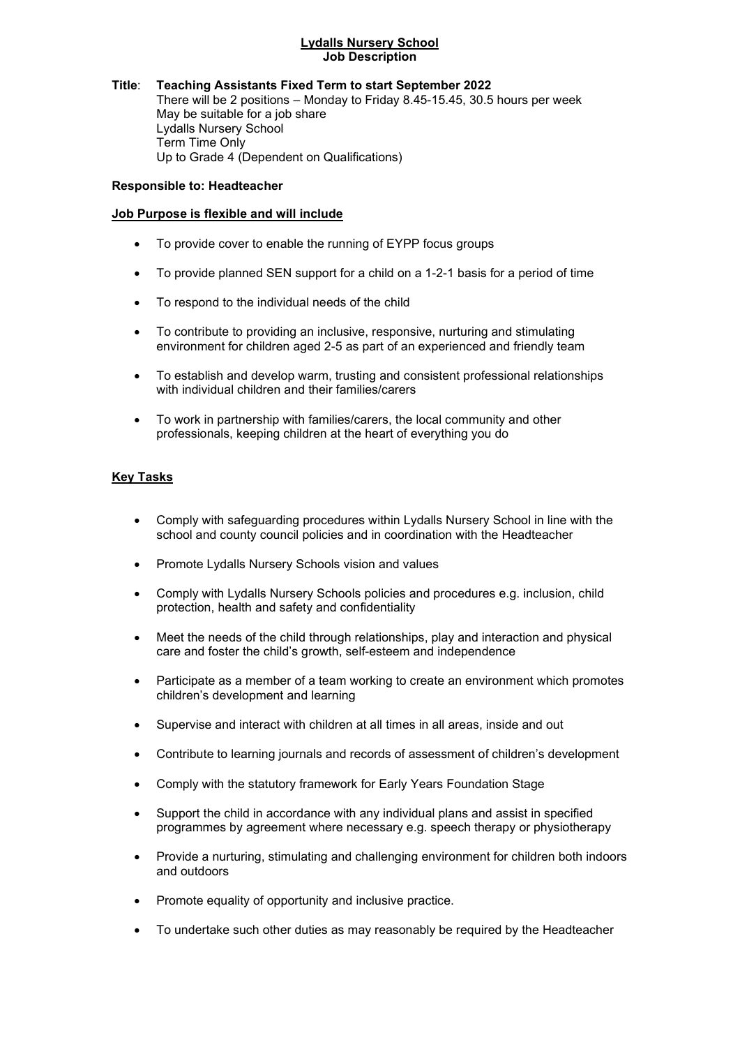# Lydalls Nursery School
## Job Description

**Title**: **Teaching Assistants Fixed Term to start September 2022**
There will be 2 positions – Monday to Friday 8.45-15.45, 30.5 hours per week
May be suitable for a job share
Lydalls Nursery School
Term Time Only
Up to Grade 4 (Dependent on Qualifications)

**Responsible to: Headteacher**

## Job Purpose is flexible and will include

- To provide cover to enable the running of EYPP focus groups
- To provide planned SEN support for a child on a 1-2-1 basis for a period of time
- To respond to the individual needs of the child
- To contribute to providing an inclusive, responsive, nurturing and stimulating environment for children aged 2-5 as part of an experienced and friendly team
- To establish and develop warm, trusting and consistent professional relationships with individual children and their families/carers
- To work in partnership with families/carers, the local community and other professionals, keeping children at the heart of everything you do

## Key Tasks

- Comply with safeguarding procedures within Lydalls Nursery School in line with the school and county council policies and in coordination with the Headteacher
- Promote Lydalls Nursery Schools vision and values
- Comply with Lydalls Nursery Schools policies and procedures e.g. inclusion, child protection, health and safety and confidentiality
- Meet the needs of the child through relationships, play and interaction and physical care and foster the child's growth, self-esteem and independence
- Participate as a member of a team working to create an environment which promotes children's development and learning
- Supervise and interact with children at all times in all areas, inside and out
- Contribute to learning journals and records of assessment of children's development
- Comply with the statutory framework for Early Years Foundation Stage
- Support the child in accordance with any individual plans and assist in specified programmes by agreement where necessary e.g. speech therapy or physiotherapy
- Provide a nurturing, stimulating and challenging environment for children both indoors and outdoors
- Promote equality of opportunity and inclusive practice.
- To undertake such other duties as may reasonably be required by the Headteacher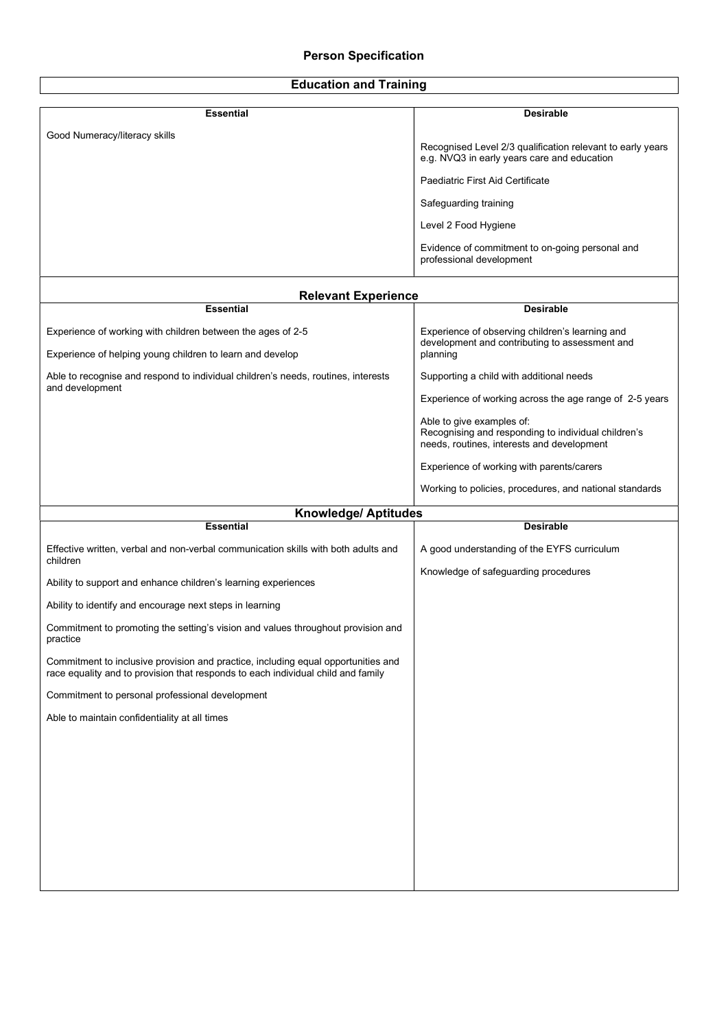# Person Specification

## Education and Training

| Essential | Desirable |
|---|---|
| Good Numeracy/literacy skills | Recognised Level 2/3 qualification relevant to early years e.g. NVQ3 in early years care and education<br><br>Paediatric First Aid Certificate<br><br>Safeguarding training<br><br>Level 2 Food Hygiene<br><br>Evidence of commitment to on-going personal and professional development |

## Relevant Experience

| Essential | Desirable |
|---|---|
| Experience of working with children between the ages of 2-5<br><br>Experience of helping young children to learn and develop<br><br>Able to recognise and respond to individual children's needs, routines, interests and development | Experience of observing children's learning and development and contributing to assessment and planning<br><br>Supporting a child with additional needs<br><br>Experience of working across the age range of 2-5 years<br><br>Able to give examples of:<br>Recognising and responding to individual children's needs, routines, interests and development<br><br>Experience of working with parents/carers<br><br>Working to policies, procedures, and national standards |

## Knowledge/ Aptitudes

| Essential | Desirable |
|---|---|
| Effective written, verbal and non-verbal communication skills with both adults and children<br><br>Ability to support and enhance children's learning experiences<br><br>Ability to identify and encourage next steps in learning<br><br>Commitment to promoting the setting's vision and values throughout provision and practice<br><br>Commitment to inclusive provision and practice, including equal opportunities and race equality and to provision that responds to each individual child and family<br><br>Commitment to personal professional development<br><br>Able to maintain confidentiality at all times | A good understanding of the EYFS curriculum<br><br>Knowledge of safeguarding procedures |